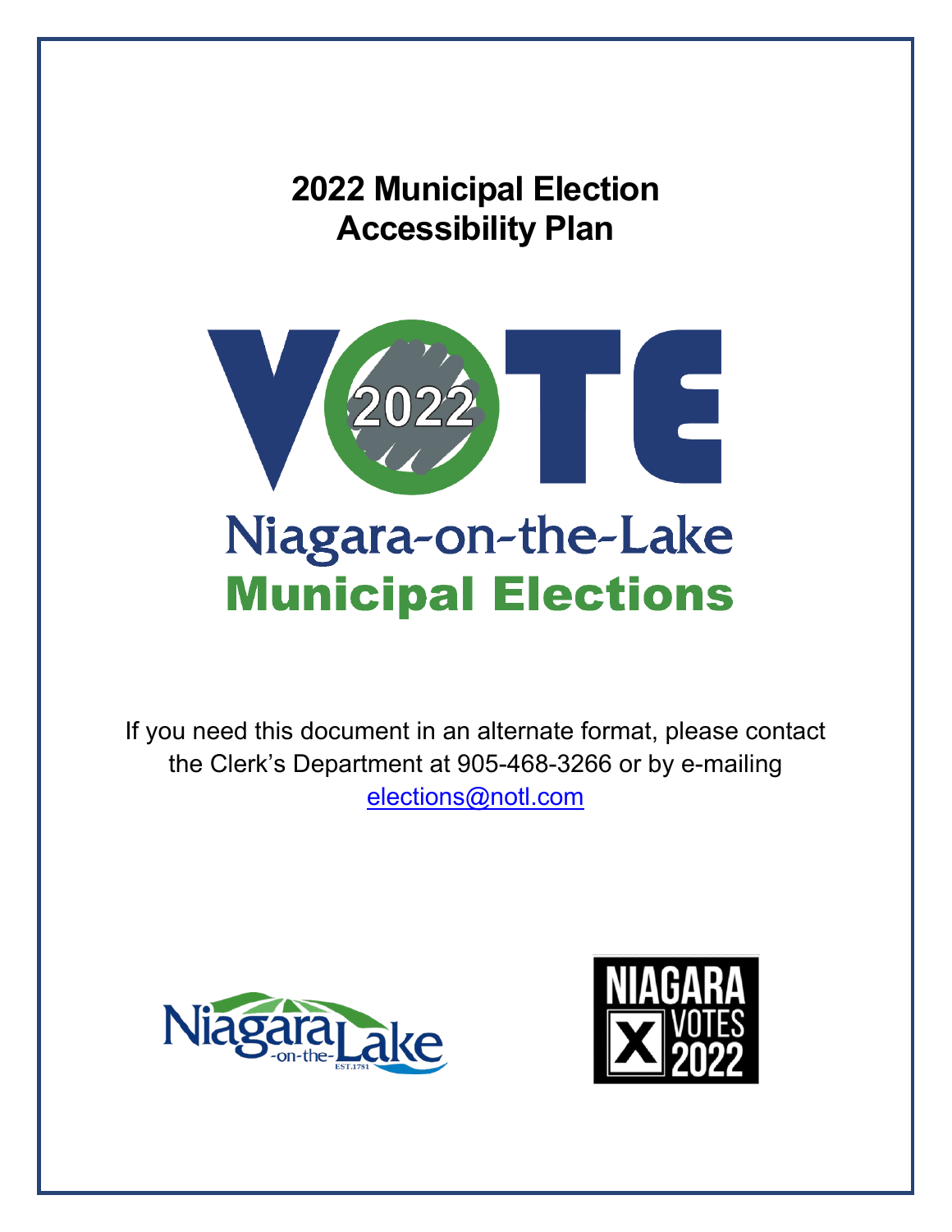# 2022 Municipal Election Accessibility Plan

VOTE 2022

Niagara-on-the-Lake

**Municipal Elections**

If you need this document in an alternate format, please contact the Clerk's Department at 905-468-3266 or by e-mailing elections@notl.com

Niagara-on-the-Lake EST.1781

NIAGARA VOTES 2022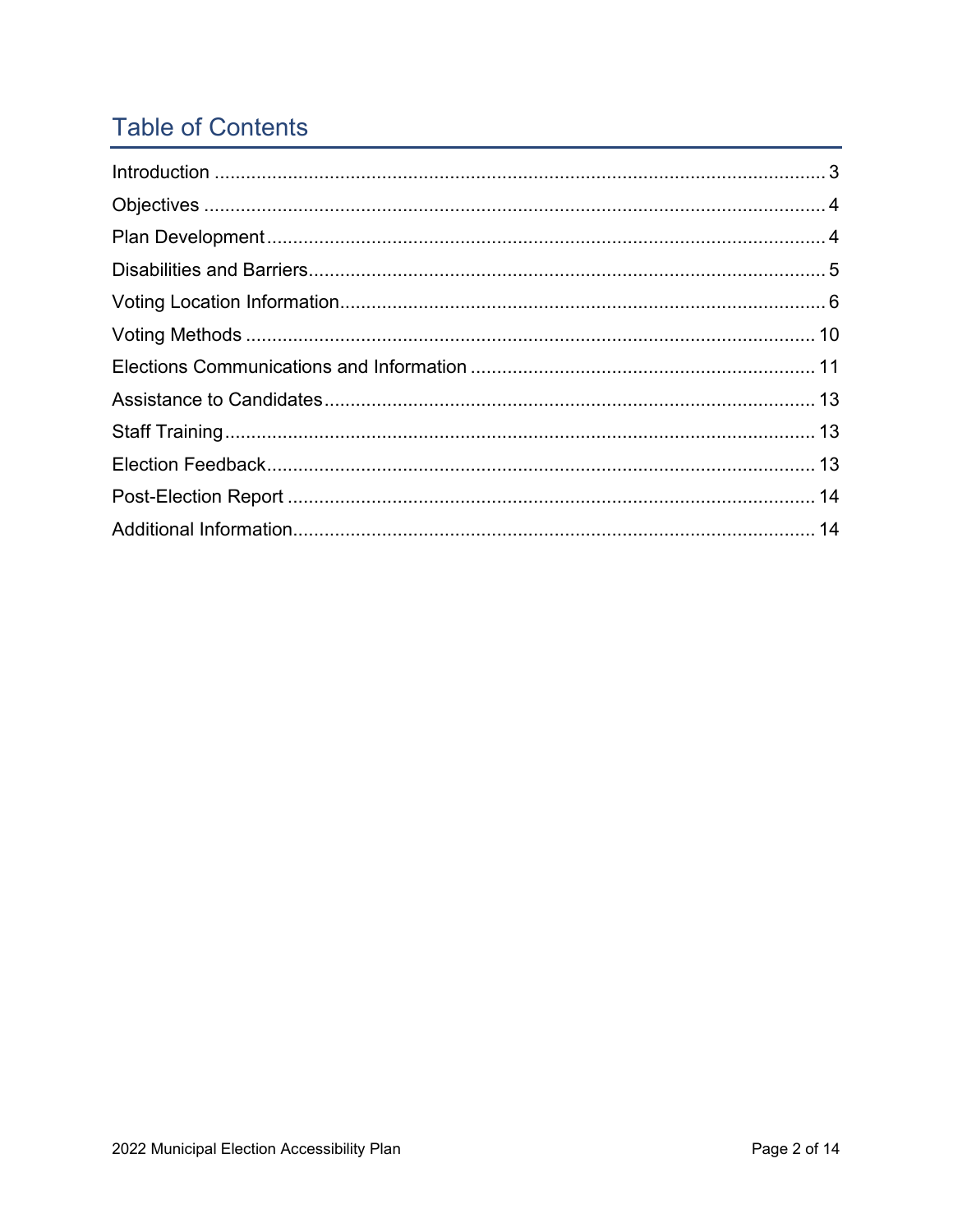# Table of Contents

Introduction ........................................................................................................ 3
Objectives ........................................................................................................... 4
Plan Development ............................................................................................... 4
Disabilities and Barriers ....................................................................................... 5
Voting Location Information ................................................................................. 6
Voting Methods ................................................................................................. 10
Elections Communications and Information ....................................................... 11
Assistance to Candidates .................................................................................. 13
Staff Training ...................................................................................................... 13
Election Feedback .............................................................................................. 13
Post-Election Report .......................................................................................... 14
Additional Information ........................................................................................ 14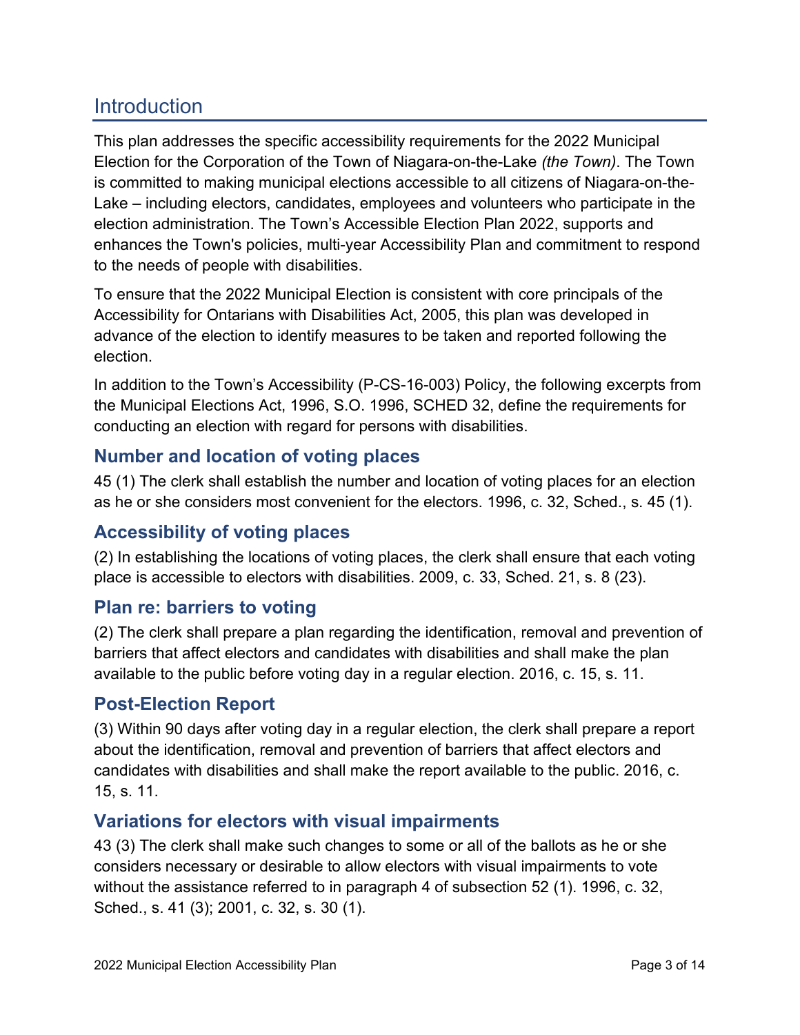# Introduction

This plan addresses the specific accessibility requirements for the 2022 Municipal Election for the Corporation of the Town of Niagara-on-the-Lake *(the Town)*. The Town is committed to making municipal elections accessible to all citizens of Niagara-on-the-Lake – including electors, candidates, employees and volunteers who participate in the election administration. The Town's Accessible Election Plan 2022, supports and enhances the Town's policies, multi-year Accessibility Plan and commitment to respond to the needs of people with disabilities.

To ensure that the 2022 Municipal Election is consistent with core principals of the Accessibility for Ontarians with Disabilities Act, 2005, this plan was developed in advance of the election to identify measures to be taken and reported following the election.

In addition to the Town's Accessibility (P-CS-16-003) Policy, the following excerpts from the Municipal Elections Act, 1996, S.O. 1996, SCHED 32, define the requirements for conducting an election with regard for persons with disabilities.

## Number and location of voting places

45 (1) The clerk shall establish the number and location of voting places for an election as he or she considers most convenient for the electors. 1996, c. 32, Sched., s. 45 (1).

## Accessibility of voting places

(2) In establishing the locations of voting places, the clerk shall ensure that each voting place is accessible to electors with disabilities. 2009, c. 33, Sched. 21, s. 8 (23).

## Plan re: barriers to voting

(2) The clerk shall prepare a plan regarding the identification, removal and prevention of barriers that affect electors and candidates with disabilities and shall make the plan available to the public before voting day in a regular election. 2016, c. 15, s. 11.

## Post-Election Report

(3) Within 90 days after voting day in a regular election, the clerk shall prepare a report about the identification, removal and prevention of barriers that affect electors and candidates with disabilities and shall make the report available to the public. 2016, c. 15, s. 11.

## Variations for electors with visual impairments

43 (3) The clerk shall make such changes to some or all of the ballots as he or she considers necessary or desirable to allow electors with visual impairments to vote without the assistance referred to in paragraph 4 of subsection 52 (1). 1996, c. 32, Sched., s. 41 (3); 2001, c. 32, s. 30 (1).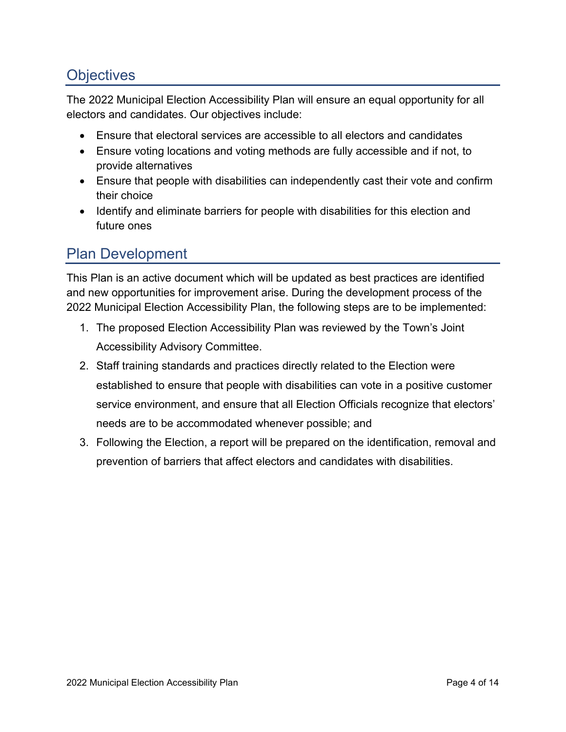## Objectives

The 2022 Municipal Election Accessibility Plan will ensure an equal opportunity for all electors and candidates. Our objectives include:

- Ensure that electoral services are accessible to all electors and candidates
- Ensure voting locations and voting methods are fully accessible and if not, to provide alternatives
- Ensure that people with disabilities can independently cast their vote and confirm their choice
- Identify and eliminate barriers for people with disabilities for this election and future ones

## Plan Development

This Plan is an active document which will be updated as best practices are identified and new opportunities for improvement arise. During the development process of the 2022 Municipal Election Accessibility Plan, the following steps are to be implemented:

1. The proposed Election Accessibility Plan was reviewed by the Town's Joint Accessibility Advisory Committee.
2. Staff training standards and practices directly related to the Election were established to ensure that people with disabilities can vote in a positive customer service environment, and ensure that all Election Officials recognize that electors' needs are to be accommodated whenever possible; and
3. Following the Election, a report will be prepared on the identification, removal and prevention of barriers that affect electors and candidates with disabilities.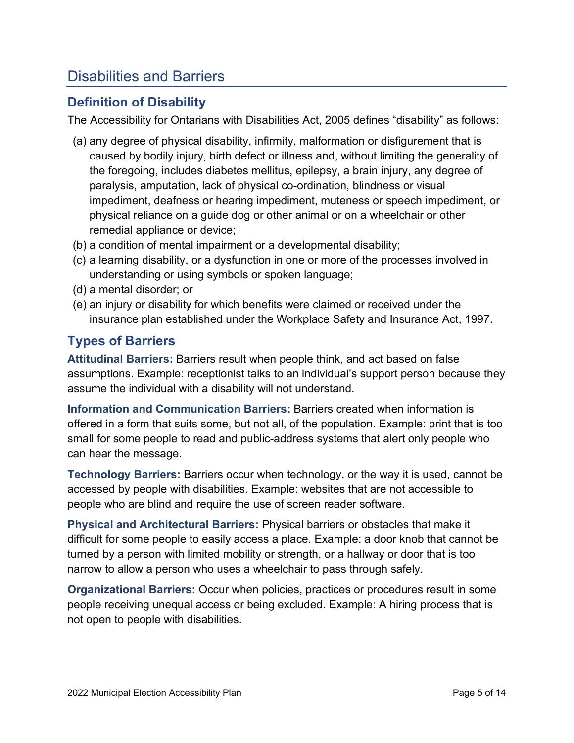# Disabilities and Barriers

## Definition of Disability

The Accessibility for Ontarians with Disabilities Act, 2005 defines "disability" as follows:

(a) any degree of physical disability, infirmity, malformation or disfigurement that is caused by bodily injury, birth defect or illness and, without limiting the generality of the foregoing, includes diabetes mellitus, epilepsy, a brain injury, any degree of paralysis, amputation, lack of physical co-ordination, blindness or visual impediment, deafness or hearing impediment, muteness or speech impediment, or physical reliance on a guide dog or other animal or on a wheelchair or other remedial appliance or device;

(b) a condition of mental impairment or a developmental disability;

(c) a learning disability, or a dysfunction in one or more of the processes involved in understanding or using symbols or spoken language;

(d) a mental disorder; or

(e) an injury or disability for which benefits were claimed or received under the insurance plan established under the Workplace Safety and Insurance Act, 1997.

## Types of Barriers

**Attitudinal Barriers:** Barriers result when people think, and act based on false assumptions. Example: receptionist talks to an individual's support person because they assume the individual with a disability will not understand.

**Information and Communication Barriers:** Barriers created when information is offered in a form that suits some, but not all, of the population. Example: print that is too small for some people to read and public-address systems that alert only people who can hear the message.

**Technology Barriers:** Barriers occur when technology, or the way it is used, cannot be accessed by people with disabilities. Example: websites that are not accessible to people who are blind and require the use of screen reader software.

**Physical and Architectural Barriers:** Physical barriers or obstacles that make it difficult for some people to easily access a place. Example: a door knob that cannot be turned by a person with limited mobility or strength, or a hallway or door that is too narrow to allow a person who uses a wheelchair to pass through safely.

**Organizational Barriers:** Occur when policies, practices or procedures result in some people receiving unequal access or being excluded. Example: A hiring process that is not open to people with disabilities.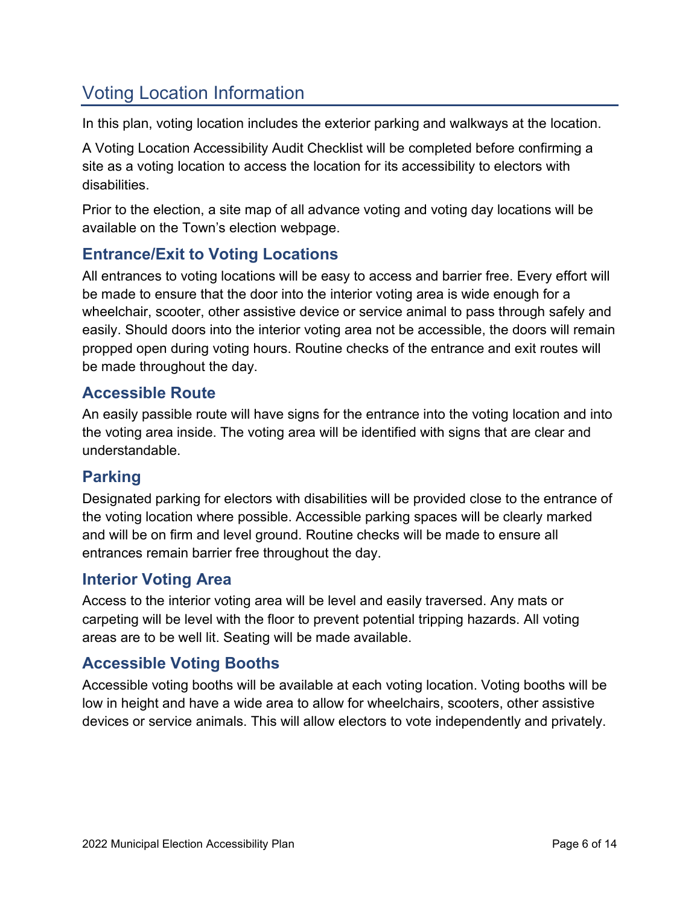## Voting Location Information

In this plan, voting location includes the exterior parking and walkways at the location.

A Voting Location Accessibility Audit Checklist will be completed before confirming a site as a voting location to access the location for its accessibility to electors with disabilities.

Prior to the election, a site map of all advance voting and voting day locations will be available on the Town's election webpage.

### Entrance/Exit to Voting Locations

All entrances to voting locations will be easy to access and barrier free. Every effort will be made to ensure that the door into the interior voting area is wide enough for a wheelchair, scooter, other assistive device or service animal to pass through safely and easily. Should doors into the interior voting area not be accessible, the doors will remain propped open during voting hours. Routine checks of the entrance and exit routes will be made throughout the day.

### Accessible Route

An easily passible route will have signs for the entrance into the voting location and into the voting area inside. The voting area will be identified with signs that are clear and understandable.

### Parking

Designated parking for electors with disabilities will be provided close to the entrance of the voting location where possible. Accessible parking spaces will be clearly marked and will be on firm and level ground. Routine checks will be made to ensure all entrances remain barrier free throughout the day.

### Interior Voting Area

Access to the interior voting area will be level and easily traversed. Any mats or carpeting will be level with the floor to prevent potential tripping hazards. All voting areas are to be well lit. Seating will be made available.

### Accessible Voting Booths

Accessible voting booths will be available at each voting location. Voting booths will be low in height and have a wide area to allow for wheelchairs, scooters, other assistive devices or service animals. This will allow electors to vote independently and privately.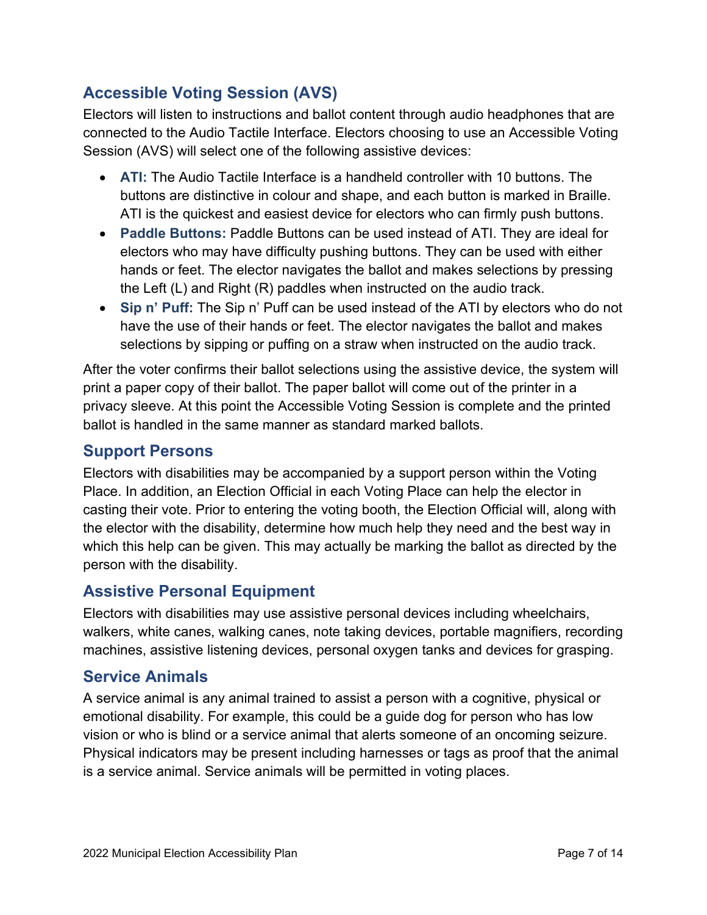## Accessible Voting Session (AVS)

Electors will listen to instructions and ballot content through audio headphones that are connected to the Audio Tactile Interface. Electors choosing to use an Accessible Voting Session (AVS) will select one of the following assistive devices:

- **ATI:** The Audio Tactile Interface is a handheld controller with 10 buttons. The buttons are distinctive in colour and shape, and each button is marked in Braille. ATI is the quickest and easiest device for electors who can firmly push buttons.
- **Paddle Buttons:** Paddle Buttons can be used instead of ATI. They are ideal for electors who may have difficulty pushing buttons. They can be used with either hands or feet. The elector navigates the ballot and makes selections by pressing the Left (L) and Right (R) paddles when instructed on the audio track.
- **Sip n' Puff:** The Sip n' Puff can be used instead of the ATI by electors who do not have the use of their hands or feet. The elector navigates the ballot and makes selections by sipping or puffing on a straw when instructed on the audio track.

After the voter confirms their ballot selections using the assistive device, the system will print a paper copy of their ballot. The paper ballot will come out of the printer in a privacy sleeve. At this point the Accessible Voting Session is complete and the printed ballot is handled in the same manner as standard marked ballots.

## Support Persons

Electors with disabilities may be accompanied by a support person within the Voting Place. In addition, an Election Official in each Voting Place can help the elector in casting their vote. Prior to entering the voting booth, the Election Official will, along with the elector with the disability, determine how much help they need and the best way in which this help can be given. This may actually be marking the ballot as directed by the person with the disability.

## Assistive Personal Equipment

Electors with disabilities may use assistive personal devices including wheelchairs, walkers, white canes, walking canes, note taking devices, portable magnifiers, recording machines, assistive listening devices, personal oxygen tanks and devices for grasping.

## Service Animals

A service animal is any animal trained to assist a person with a cognitive, physical or emotional disability. For example, this could be a guide dog for person who has low vision or who is blind or a service animal that alerts someone of an oncoming seizure. Physical indicators may be present including harnesses or tags as proof that the animal is a service animal. Service animals will be permitted in voting places.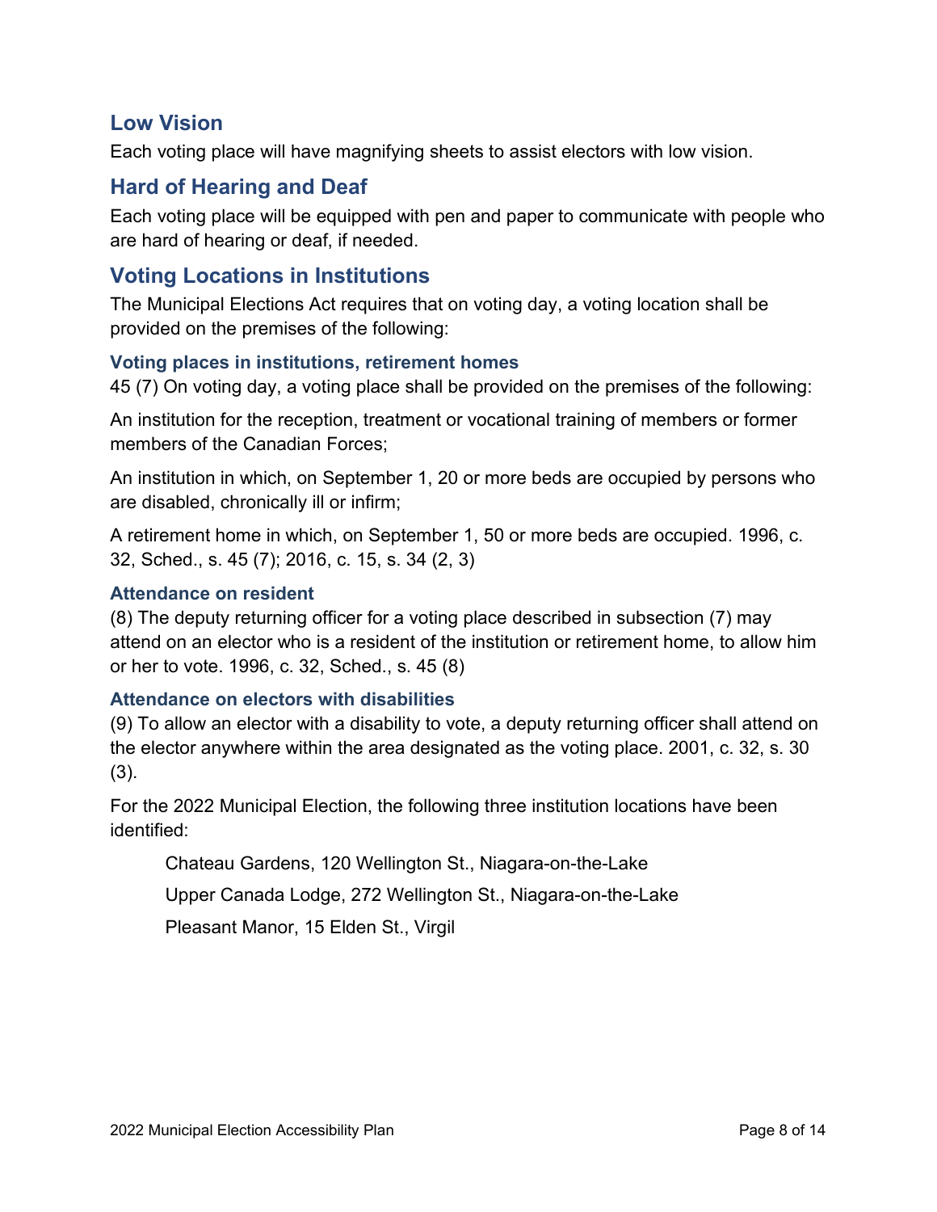## Low Vision

Each voting place will have magnifying sheets to assist electors with low vision.

## Hard of Hearing and Deaf

Each voting place will be equipped with pen and paper to communicate with people who are hard of hearing or deaf, if needed.

## Voting Locations in Institutions

The Municipal Elections Act requires that on voting day, a voting location shall be provided on the premises of the following:

### Voting places in institutions, retirement homes

45 (7) On voting day, a voting place shall be provided on the premises of the following:

An institution for the reception, treatment or vocational training of members or former members of the Canadian Forces;

An institution in which, on September 1, 20 or more beds are occupied by persons who are disabled, chronically ill or infirm;

A retirement home in which, on September 1, 50 or more beds are occupied. 1996, c. 32, Sched., s. 45 (7); 2016, c. 15, s. 34 (2, 3)

### Attendance on resident

(8) The deputy returning officer for a voting place described in subsection (7) may attend on an elector who is a resident of the institution or retirement home, to allow him or her to vote. 1996, c. 32, Sched., s. 45 (8)

### Attendance on electors with disabilities

(9) To allow an elector with a disability to vote, a deputy returning officer shall attend on the elector anywhere within the area designated as the voting place. 2001, c. 32, s. 30 (3).

For the 2022 Municipal Election, the following three institution locations have been identified:

Chateau Gardens, 120 Wellington St., Niagara-on-the-Lake

Upper Canada Lodge, 272 Wellington St., Niagara-on-the-Lake

Pleasant Manor, 15 Elden St., Virgil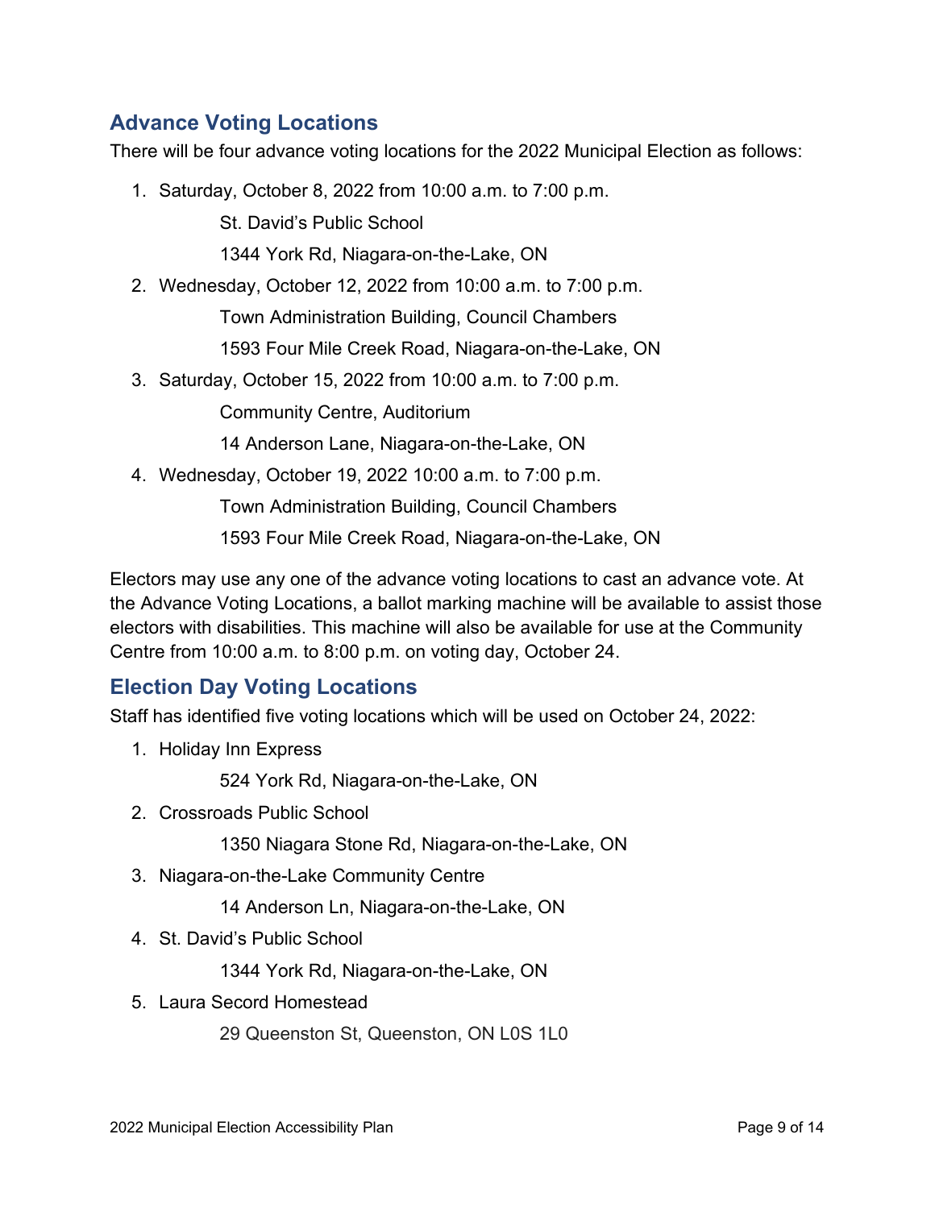## Advance Voting Locations

There will be four advance voting locations for the 2022 Municipal Election as follows:

1. Saturday, October 8, 2022 from 10:00 a.m. to 7:00 p.m.

   St. David's Public School

   1344 York Rd, Niagara-on-the-Lake, ON

2. Wednesday, October 12, 2022 from 10:00 a.m. to 7:00 p.m.

   Town Administration Building, Council Chambers

   1593 Four Mile Creek Road, Niagara-on-the-Lake, ON

3. Saturday, October 15, 2022 from 10:00 a.m. to 7:00 p.m.

   Community Centre, Auditorium

   14 Anderson Lane, Niagara-on-the-Lake, ON

4. Wednesday, October 19, 2022 10:00 a.m. to 7:00 p.m.

   Town Administration Building, Council Chambers

   1593 Four Mile Creek Road, Niagara-on-the-Lake, ON

Electors may use any one of the advance voting locations to cast an advance vote. At the Advance Voting Locations, a ballot marking machine will be available to assist those electors with disabilities. This machine will also be available for use at the Community Centre from 10:00 a.m. to 8:00 p.m. on voting day, October 24.

## Election Day Voting Locations

Staff has identified five voting locations which will be used on October 24, 2022:

1. Holiday Inn Express

   524 York Rd, Niagara-on-the-Lake, ON

2. Crossroads Public School

   1350 Niagara Stone Rd, Niagara-on-the-Lake, ON

3. Niagara-on-the-Lake Community Centre

   14 Anderson Ln, Niagara-on-the-Lake, ON

4. St. David's Public School

   1344 York Rd, Niagara-on-the-Lake, ON

5. Laura Secord Homestead

   29 Queenston St, Queenston, ON L0S 1L0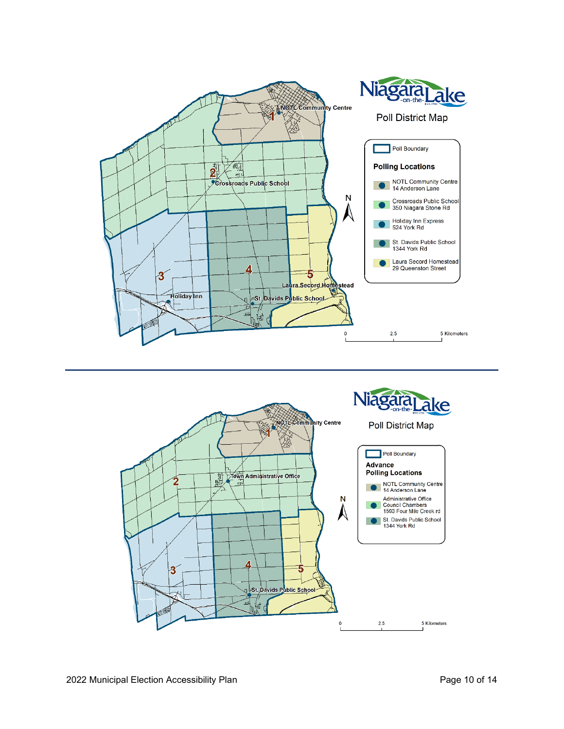Niagara-on-the-Lake

## Poll District Map

Poll Boundary

**Polling Locations**

- NOTL Community Centre, 14 Anderson Lane
- Crossroads Public School, 350 Niagara Stone Rd
- Holiday Inn Express, 524 York Rd
- St. Davids Public School, 1344 York Rd
- Laura Secord Homestead, 29 Queenston Street

Map labels: 1 NOTL Community Centre; 2 Crossroads Public School; 3 Holiday Inn; 4 St. Davids Public School; 5 Laura Secord Homestead

N

0 | 2.5 | 5 Kilometers

---

Niagara-on-the-Lake

## Poll District Map

Poll Boundary

**Advance Polling Locations**

- NOTL Community Centre, 14 Anderson Lane
- Administrative Office Council Chambers, 1593 Four Mile Creek rd
- St. Davids Public School, 1344 York Rd

Map labels: 1 NOTL Community Centre; 2 Town Administrative Office; 3; 4 St. Davids Public School; 5

N

0 | 2.5 | 5 Kilometers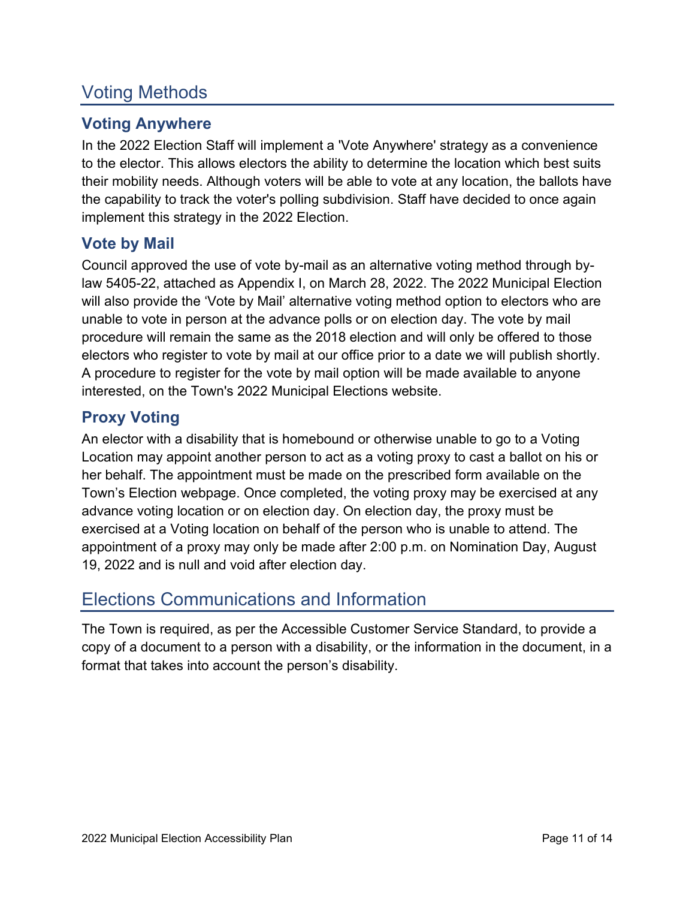## Voting Methods

### Voting Anywhere

In the 2022 Election Staff will implement a 'Vote Anywhere' strategy as a convenience to the elector. This allows electors the ability to determine the location which best suits their mobility needs. Although voters will be able to vote at any location, the ballots have the capability to track the voter's polling subdivision. Staff have decided to once again implement this strategy in the 2022 Election.

### Vote by Mail

Council approved the use of vote by-mail as an alternative voting method through by-law 5405-22, attached as Appendix I, on March 28, 2022. The 2022 Municipal Election will also provide the 'Vote by Mail' alternative voting method option to electors who are unable to vote in person at the advance polls or on election day. The vote by mail procedure will remain the same as the 2018 election and will only be offered to those electors who register to vote by mail at our office prior to a date we will publish shortly. A procedure to register for the vote by mail option will be made available to anyone interested, on the Town's 2022 Municipal Elections website.

### Proxy Voting

An elector with a disability that is homebound or otherwise unable to go to a Voting Location may appoint another person to act as a voting proxy to cast a ballot on his or her behalf. The appointment must be made on the prescribed form available on the Town's Election webpage. Once completed, the voting proxy may be exercised at any advance voting location or on election day. On election day, the proxy must be exercised at a Voting location on behalf of the person who is unable to attend. The appointment of a proxy may only be made after 2:00 p.m. on Nomination Day, August 19, 2022 and is null and void after election day.

## Elections Communications and Information

The Town is required, as per the Accessible Customer Service Standard, to provide a copy of a document to a person with a disability, or the information in the document, in a format that takes into account the person's disability.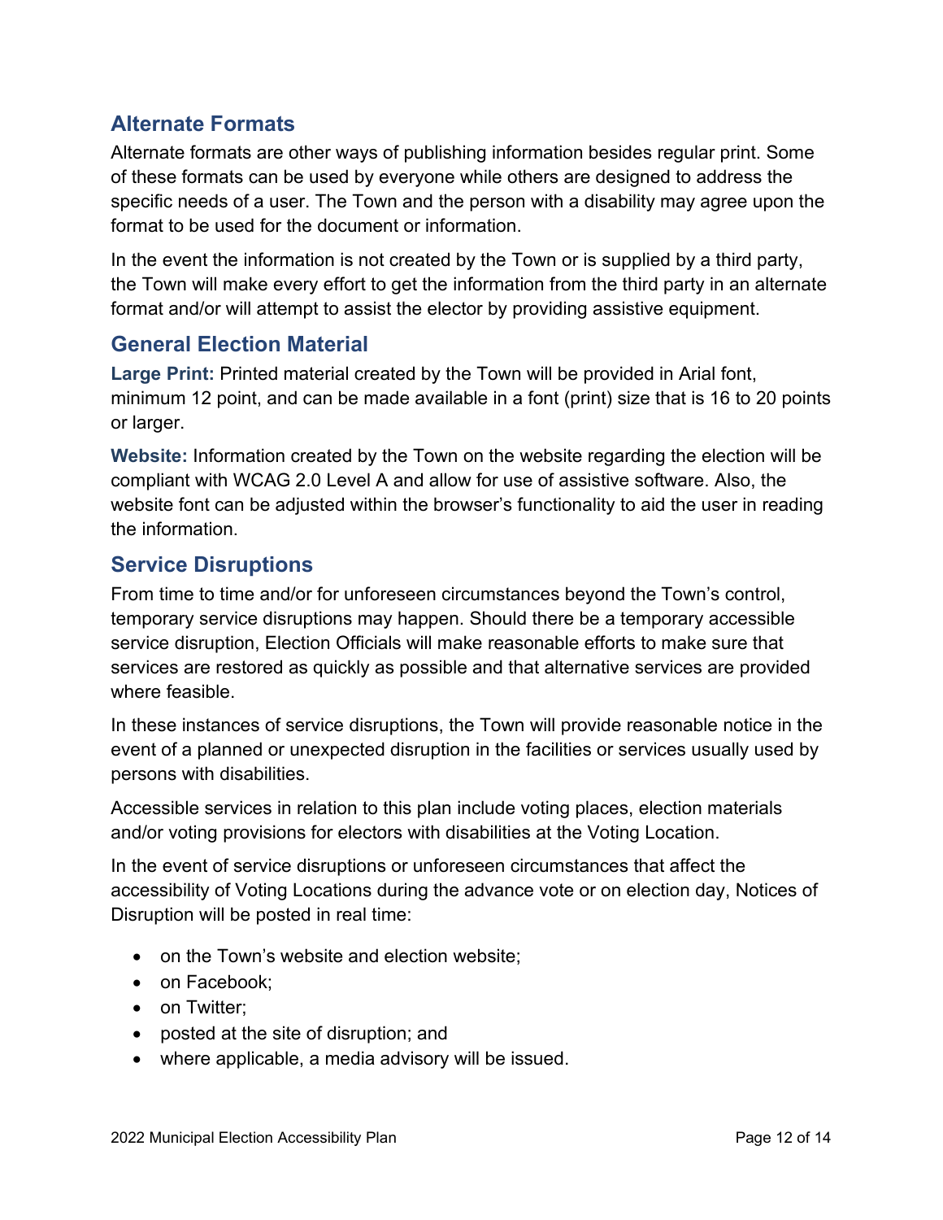## Alternate Formats

Alternate formats are other ways of publishing information besides regular print. Some of these formats can be used by everyone while others are designed to address the specific needs of a user. The Town and the person with a disability may agree upon the format to be used for the document or information.

In the event the information is not created by the Town or is supplied by a third party, the Town will make every effort to get the information from the third party in an alternate format and/or will attempt to assist the elector by providing assistive equipment.

## General Election Material

**Large Print:** Printed material created by the Town will be provided in Arial font, minimum 12 point, and can be made available in a font (print) size that is 16 to 20 points or larger.

**Website:** Information created by the Town on the website regarding the election will be compliant with WCAG 2.0 Level A and allow for use of assistive software. Also, the website font can be adjusted within the browser's functionality to aid the user in reading the information.

## Service Disruptions

From time to time and/or for unforeseen circumstances beyond the Town's control, temporary service disruptions may happen. Should there be a temporary accessible service disruption, Election Officials will make reasonable efforts to make sure that services are restored as quickly as possible and that alternative services are provided where feasible.

In these instances of service disruptions, the Town will provide reasonable notice in the event of a planned or unexpected disruption in the facilities or services usually used by persons with disabilities.

Accessible services in relation to this plan include voting places, election materials and/or voting provisions for electors with disabilities at the Voting Location.

In the event of service disruptions or unforeseen circumstances that affect the accessibility of Voting Locations during the advance vote or on election day, Notices of Disruption will be posted in real time:

- on the Town's website and election website;
- on Facebook;
- on Twitter;
- posted at the site of disruption; and
- where applicable, a media advisory will be issued.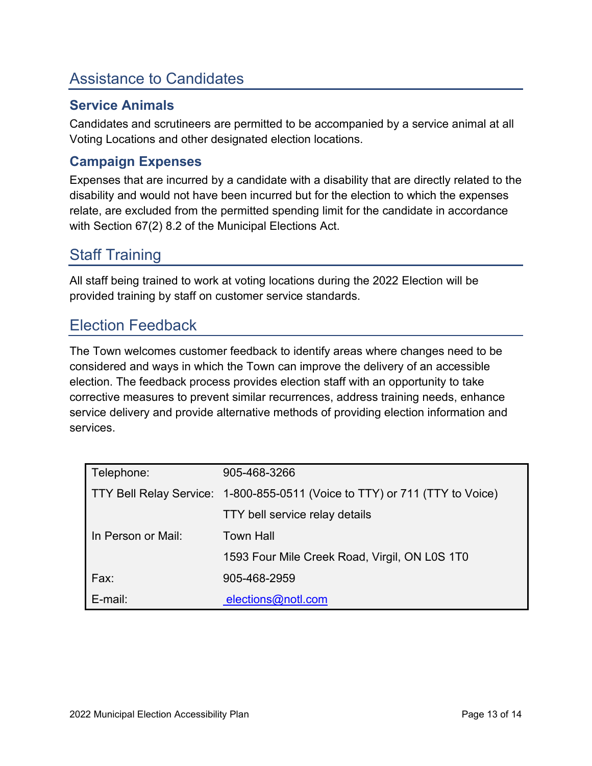## Assistance to Candidates

### Service Animals

Candidates and scrutineers are permitted to be accompanied by a service animal at all Voting Locations and other designated election locations.

### Campaign Expenses

Expenses that are incurred by a candidate with a disability that are directly related to the disability and would not have been incurred but for the election to which the expenses relate, are excluded from the permitted spending limit for the candidate in accordance with Section 67(2) 8.2 of the Municipal Elections Act.

## Staff Training

All staff being trained to work at voting locations during the 2022 Election will be provided training by staff on customer service standards.

## Election Feedback

The Town welcomes customer feedback to identify areas where changes need to be considered and ways in which the Town can improve the delivery of an accessible election. The feedback process provides election staff with an opportunity to take corrective measures to prevent similar recurrences, address training needs, enhance service delivery and provide alternative methods of providing election information and services.

| | |
|---|---|
| Telephone: | 905-468-3266 |
| TTY Bell Relay Service: | 1-800-855-0511 (Voice to TTY) or 711 (TTY to Voice) |
| | TTY bell service relay details |
| In Person or Mail: | Town Hall |
| | 1593 Four Mile Creek Road, Virgil, ON L0S 1T0 |
| Fax: | 905-468-2959 |
| E-mail: | elections@notl.com |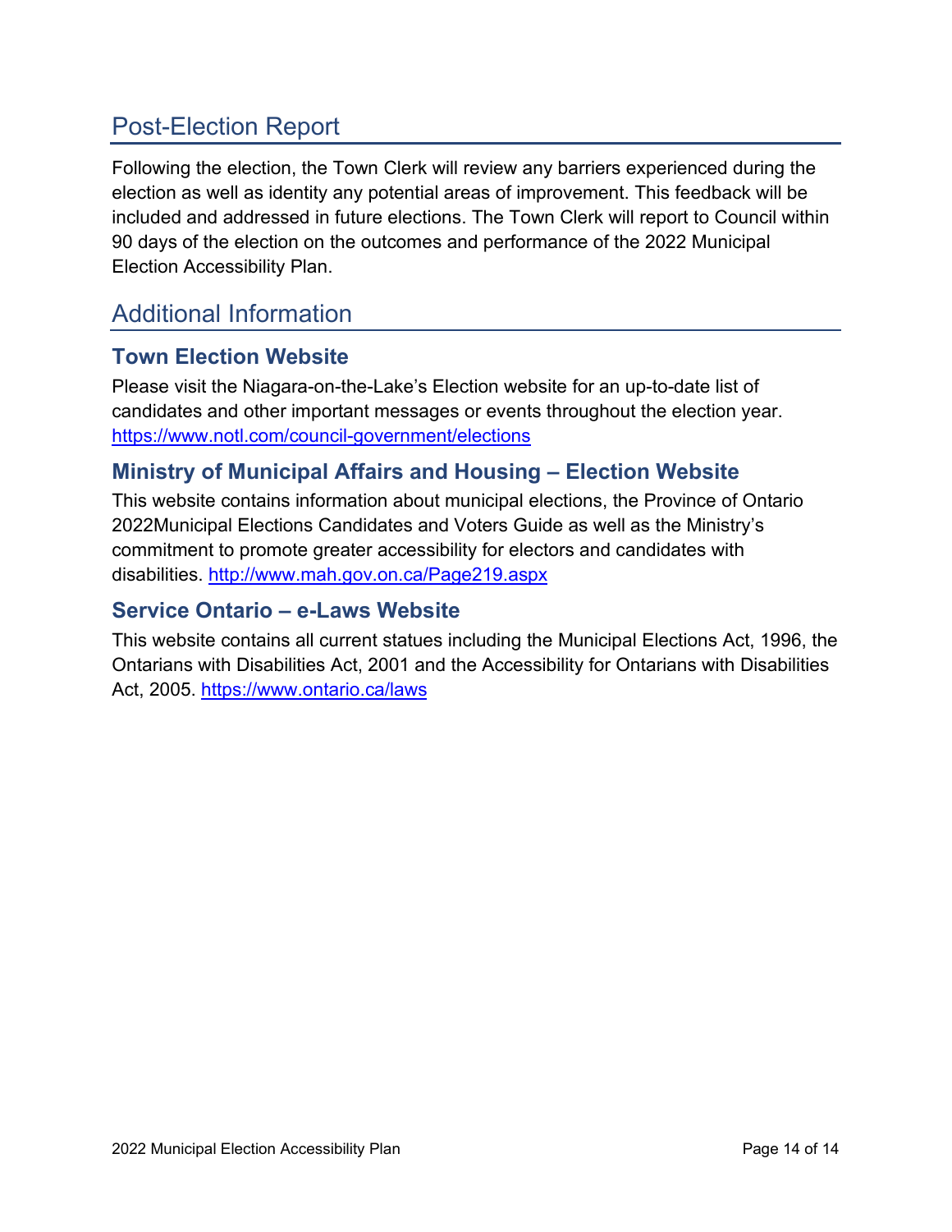## Post-Election Report

Following the election, the Town Clerk will review any barriers experienced during the election as well as identity any potential areas of improvement. This feedback will be included and addressed in future elections. The Town Clerk will report to Council within 90 days of the election on the outcomes and performance of the 2022 Municipal Election Accessibility Plan.

## Additional Information

### Town Election Website

Please visit the Niagara-on-the-Lake's Election website for an up-to-date list of candidates and other important messages or events throughout the election year. https://www.notl.com/council-government/elections

### Ministry of Municipal Affairs and Housing – Election Website

This website contains information about municipal elections, the Province of Ontario 2022Municipal Elections Candidates and Voters Guide as well as the Ministry's commitment to promote greater accessibility for electors and candidates with disabilities. http://www.mah.gov.on.ca/Page219.aspx

### Service Ontario – e-Laws Website

This website contains all current statues including the Municipal Elections Act, 1996, the Ontarians with Disabilities Act, 2001 and the Accessibility for Ontarians with Disabilities Act, 2005. https://www.ontario.ca/laws